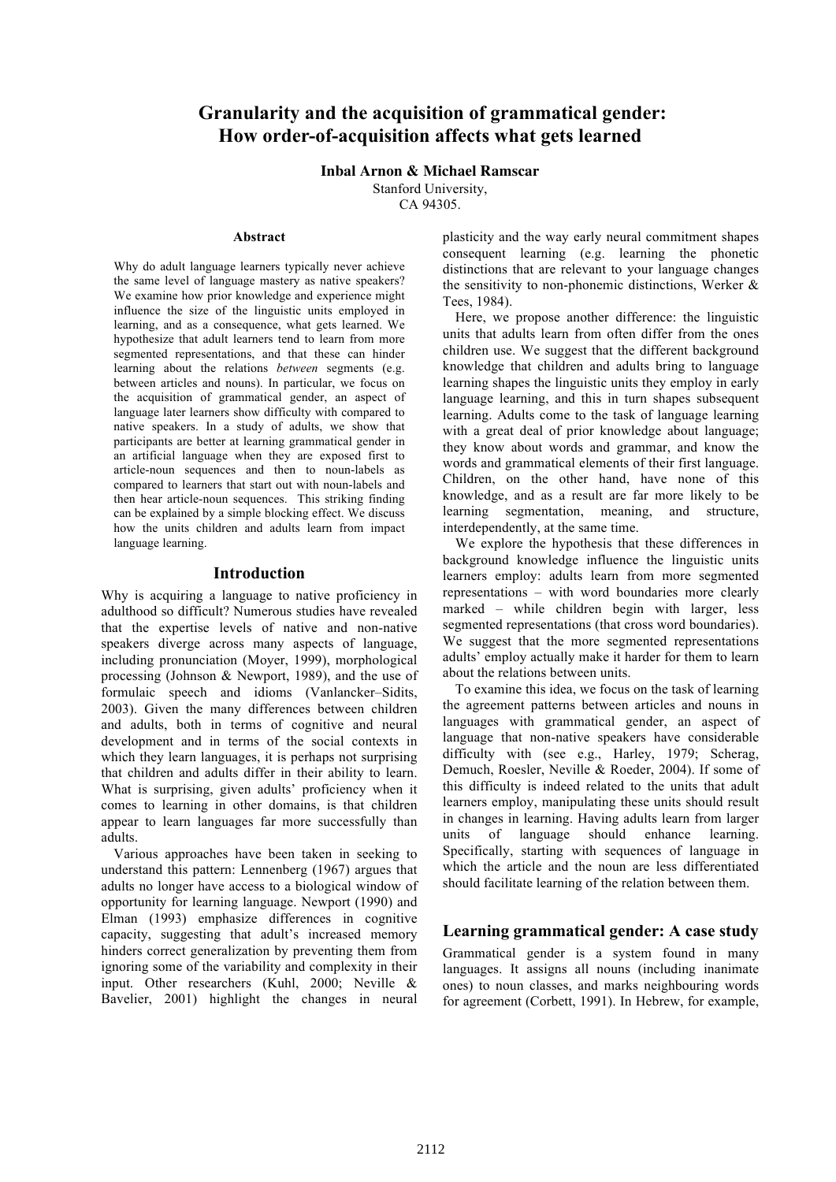# Granularity and the acquisition of grammatical gender: How order-of-acquisition affects what gets learned

**Inbal Arnon & Michael Ramscar**
Stanford University,
CA 94305.

## Abstract

Why do adult language learners typically never achieve the same level of language mastery as native speakers? We examine how prior knowledge and experience might influence the size of the linguistic units employed in learning, and as a consequence, what gets learned. We hypothesize that adult learners tend to learn from more segmented representations, and that these can hinder learning about the relations *between* segments (e.g. between articles and nouns). In particular, we focus on the acquisition of grammatical gender, an aspect of language later learners show difficulty with compared to native speakers. In a study of adults, we show that participants are better at learning grammatical gender in an artificial language when they are exposed first to article-noun sequences and then to noun-labels as compared to learners that start out with noun-labels and then hear article-noun sequences. This striking finding can be explained by a simple blocking effect. We discuss how the units children and adults learn from impact language learning.

## Introduction

Why is acquiring a language to native proficiency in adulthood so difficult? Numerous studies have revealed that the expertise levels of native and non-native speakers diverge across many aspects of language, including pronunciation (Moyer, 1999), morphological processing (Johnson & Newport, 1989), and the use of formulaic speech and idioms (Vanlancker–Sidits, 2003). Given the many differences between children and adults, both in terms of cognitive and neural development and in terms of the social contexts in which they learn languages, it is perhaps not surprising that children and adults differ in their ability to learn. What is surprising, given adults' proficiency when it comes to learning in other domains, is that children appear to learn languages far more successfully than adults.

Various approaches have been taken in seeking to understand this pattern: Lennenberg (1967) argues that adults no longer have access to a biological window of opportunity for learning language. Newport (1990) and Elman (1993) emphasize differences in cognitive capacity, suggesting that adult's increased memory hinders correct generalization by preventing them from ignoring some of the variability and complexity in their input. Other researchers (Kuhl, 2000; Neville & Bavelier, 2001) highlight the changes in neural plasticity and the way early neural commitment shapes consequent learning (e.g. learning the phonetic distinctions that are relevant to your language changes the sensitivity to non-phonemic distinctions, Werker & Tees, 1984).

Here, we propose another difference: the linguistic units that adults learn from often differ from the ones children use. We suggest that the different background knowledge that children and adults bring to language learning shapes the linguistic units they employ in early language learning, and this in turn shapes subsequent learning. Adults come to the task of language learning with a great deal of prior knowledge about language; they know about words and grammar, and know the words and grammatical elements of their first language. Children, on the other hand, have none of this knowledge, and as a result are far more likely to be learning segmentation, meaning, and structure, interdependently, at the same time.

We explore the hypothesis that these differences in background knowledge influence the linguistic units learners employ: adults learn from more segmented representations – with word boundaries more clearly marked – while children begin with larger, less segmented representations (that cross word boundaries). We suggest that the more segmented representations adults' employ actually make it harder for them to learn about the relations between units.

To examine this idea, we focus on the task of learning the agreement patterns between articles and nouns in languages with grammatical gender, an aspect of language that non-native speakers have considerable difficulty with (see e.g., Harley, 1979; Scherag, Demuch, Roesler, Neville & Roeder, 2004). If some of this difficulty is indeed related to the units that adult learners employ, manipulating these units should result in changes in learning. Having adults learn from larger units of language should enhance learning. Specifically, starting with sequences of language in which the article and the noun are less differentiated should facilitate learning of the relation between them.

## Learning grammatical gender: A case study

Grammatical gender is a system found in many languages. It assigns all nouns (including inanimate ones) to noun classes, and marks neighbouring words for agreement (Corbett, 1991). In Hebrew, for example,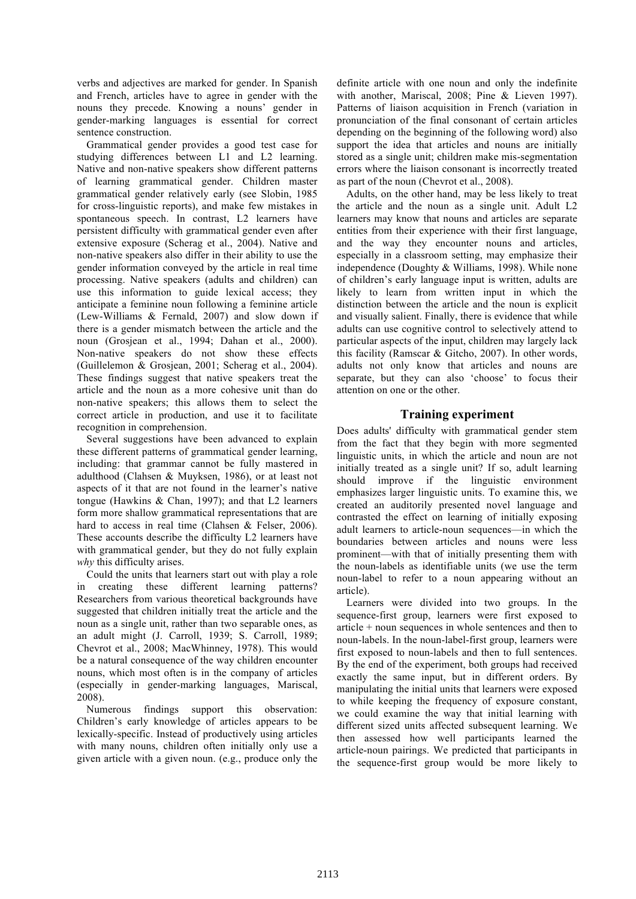verbs and adjectives are marked for gender. In Spanish and French, articles have to agree in gender with the nouns they precede. Knowing a nouns' gender in gender-marking languages is essential for correct sentence construction.

Grammatical gender provides a good test case for studying differences between L1 and L2 learning. Native and non-native speakers show different patterns of learning grammatical gender. Children master grammatical gender relatively early (see Slobin, 1985 for cross-linguistic reports), and make few mistakes in spontaneous speech. In contrast, L2 learners have persistent difficulty with grammatical gender even after extensive exposure (Scherag et al., 2004). Native and non-native speakers also differ in their ability to use the gender information conveyed by the article in real time processing. Native speakers (adults and children) can use this information to guide lexical access; they anticipate a feminine noun following a feminine article (Lew-Williams & Fernald, 2007) and slow down if there is a gender mismatch between the article and the noun (Grosjean et al., 1994; Dahan et al., 2000). Non-native speakers do not show these effects (Guillelemon & Grosjean, 2001; Scherag et al., 2004). These findings suggest that native speakers treat the article and the noun as a more cohesive unit than do non-native speakers; this allows them to select the correct article in production, and use it to facilitate recognition in comprehension.

Several suggestions have been advanced to explain these different patterns of grammatical gender learning, including: that grammar cannot be fully mastered in adulthood (Clahsen & Muyksen, 1986), or at least not aspects of it that are not found in the learner's native tongue (Hawkins & Chan, 1997); and that L2 learners form more shallow grammatical representations that are hard to access in real time (Clahsen & Felser, 2006). These accounts describe the difficulty L2 learners have with grammatical gender, but they do not fully explain *why* this difficulty arises.

Could the units that learners start out with play a role in creating these different learning patterns? Researchers from various theoretical backgrounds have suggested that children initially treat the article and the noun as a single unit, rather than two separable ones, as an adult might (J. Carroll, 1939; S. Carroll, 1989; Chevrot et al., 2008; MacWhinney, 1978). This would be a natural consequence of the way children encounter nouns, which most often is in the company of articles (especially in gender-marking languages, Mariscal, 2008).

Numerous findings support this observation: Children's early knowledge of articles appears to be lexically-specific. Instead of productively using articles with many nouns, children often initially only use a given article with a given noun. (e.g., produce only the definite article with one noun and only the indefinite with another, Mariscal, 2008; Pine & Lieven 1997). Patterns of liaison acquisition in French (variation in pronunciation of the final consonant of certain articles depending on the beginning of the following word) also support the idea that articles and nouns are initially stored as a single unit; children make mis-segmentation errors where the liaison consonant is incorrectly treated as part of the noun (Chevrot et al., 2008).

Adults, on the other hand, may be less likely to treat the article and the noun as a single unit. Adult L2 learners may know that nouns and articles are separate entities from their experience with their first language, and the way they encounter nouns and articles, especially in a classroom setting, may emphasize their independence (Doughty & Williams, 1998). While none of children's early language input is written, adults are likely to learn from written input in which the distinction between the article and the noun is explicit and visually salient. Finally, there is evidence that while adults can use cognitive control to selectively attend to particular aspects of the input, children may largely lack this facility (Ramscar & Gitcho, 2007). In other words, adults not only know that articles and nouns are separate, but they can also 'choose' to focus their attention on one or the other.

## Training experiment

Does adults' difficulty with grammatical gender stem from the fact that they begin with more segmented linguistic units, in which the article and noun are not initially treated as a single unit? If so, adult learning should improve if the linguistic environment emphasizes larger linguistic units. To examine this, we created an auditorily presented novel language and contrasted the effect on learning of initially exposing adult learners to article-noun sequences—in which the boundaries between articles and nouns were less prominent—with that of initially presenting them with the noun-labels as identifiable units (we use the term noun-label to refer to a noun appearing without an article).

Learners were divided into two groups. In the sequence-first group, learners were first exposed to article + noun sequences in whole sentences and then to noun-labels. In the noun-label-first group, learners were first exposed to noun-labels and then to full sentences. By the end of the experiment, both groups had received exactly the same input, but in different orders. By manipulating the initial units that learners were exposed to while keeping the frequency of exposure constant, we could examine the way that initial learning with different sized units affected subsequent learning. We then assessed how well participants learned the article-noun pairings. We predicted that participants in the sequence-first group would be more likely to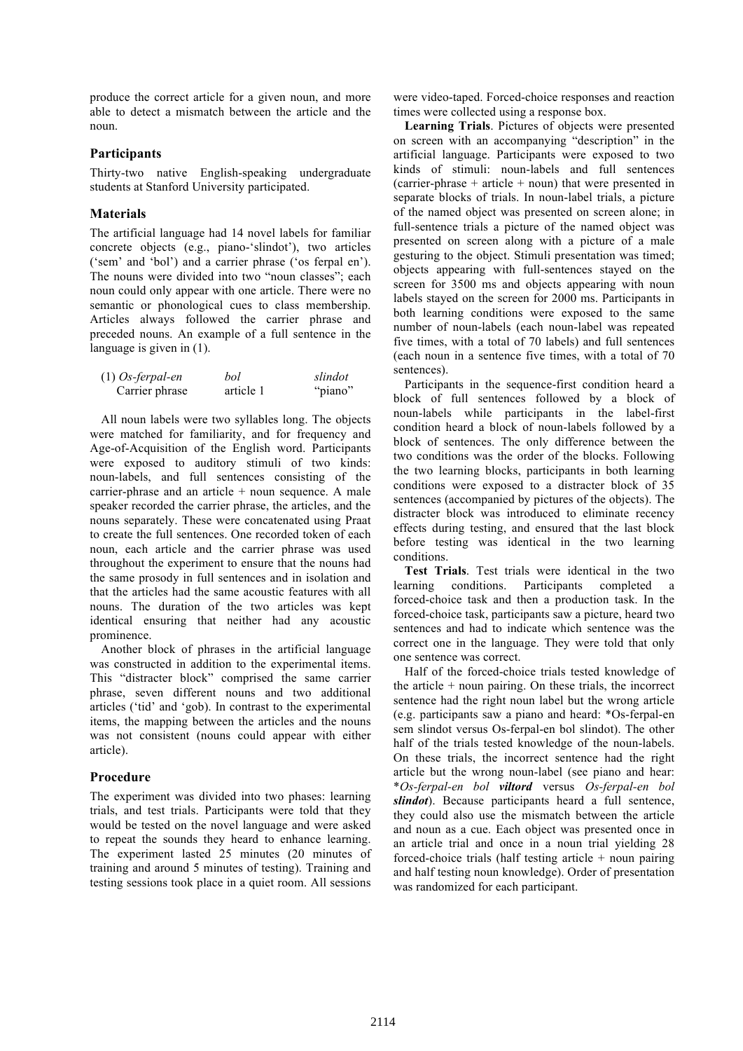produce the correct article for a given noun, and more able to detect a mismatch between the article and the noun.

## Participants

Thirty-two native English-speaking undergraduate students at Stanford University participated.

## Materials

The artificial language had 14 novel labels for familiar concrete objects (e.g., piano-'slindot'), two articles ('sem' and 'bol') and a carrier phrase ('os ferpal en'). The nouns were divided into two "noun classes"; each noun could only appear with one article. There were no semantic or phonological cues to class membership. Articles always followed the carrier phrase and preceded nouns. An example of a full sentence in the language is given in (1).

| (1) *Os-ferpal-en* | *bol* | *slindot* |
|---|---|---|
| Carrier phrase | article 1 | "piano" |

All noun labels were two syllables long. The objects were matched for familiarity, and for frequency and Age-of-Acquisition of the English word. Participants were exposed to auditory stimuli of two kinds: noun-labels, and full sentences consisting of the carrier-phrase and an article + noun sequence. A male speaker recorded the carrier phrase, the articles, and the nouns separately. These were concatenated using Praat to create the full sentences. One recorded token of each noun, each article and the carrier phrase was used throughout the experiment to ensure that the nouns had the same prosody in full sentences and in isolation and that the articles had the same acoustic features with all nouns. The duration of the two articles was kept identical ensuring that neither had any acoustic prominence.

Another block of phrases in the artificial language was constructed in addition to the experimental items. This "distracter block" comprised the same carrier phrase, seven different nouns and two additional articles ('tid' and 'gob'). In contrast to the experimental items, the mapping between the articles and the nouns was not consistent (nouns could appear with either article).

## Procedure

The experiment was divided into two phases: learning trials, and test trials. Participants were told that they would be tested on the novel language and were asked to repeat the sounds they heard to enhance learning. The experiment lasted 25 minutes (20 minutes of training and around 5 minutes of testing). Training and testing sessions took place in a quiet room. All sessions were video-taped. Forced-choice responses and reaction times were collected using a response box.

**Learning Trials**. Pictures of objects were presented on screen with an accompanying "description" in the artificial language. Participants were exposed to two kinds of stimuli: noun-labels and full sentences (carrier-phrase + article + noun) that were presented in separate blocks of trials. In noun-label trials, a picture of the named object was presented on screen alone; in full-sentence trials a picture of the named object was presented on screen along with a picture of a male gesturing to the object. Stimuli presentation was timed; objects appearing with full-sentences stayed on the screen for 3500 ms and objects appearing with noun labels stayed on the screen for 2000 ms. Participants in both learning conditions were exposed to the same number of noun-labels (each noun-label was repeated five times, with a total of 70 labels) and full sentences (each noun in a sentence five times, with a total of 70 sentences).

Participants in the sequence-first condition heard a block of full sentences followed by a block of noun-labels while participants in the label-first condition heard a block of noun-labels followed by a block of sentences. The only difference between the two conditions was the order of the blocks. Following the two learning blocks, participants in both learning conditions were exposed to a distracter block of 35 sentences (accompanied by pictures of the objects). The distracter block was introduced to eliminate recency effects during testing, and ensured that the last block before testing was identical in the two learning conditions.

**Test Trials**. Test trials were identical in the two learning conditions. Participants completed a forced-choice task and then a production task. In the forced-choice task, participants saw a picture, heard two sentences and had to indicate which sentence was the correct one in the language. They were told that only one sentence was correct.

Half of the forced-choice trials tested knowledge of the article + noun pairing. On these trials, the incorrect sentence had the right noun label but the wrong article (e.g. participants saw a piano and heard: *Os-ferpal-en sem slindot versus Os-ferpal-en bol slindot). The other half of the trials tested knowledge of the noun-labels. On these trials, the incorrect sentence had the right article but the wrong noun-label (see piano and hear: **Os-ferpal-en bol* ***viltord*** versus *Os-ferpal-en bol* ***slindot***). Because participants heard a full sentence, they could also use the mismatch between the article and noun as a cue. Each object was presented once in an article trial and once in a noun trial yielding 28 forced-choice trials (half testing article + noun pairing and half testing noun knowledge). Order of presentation was randomized for each participant.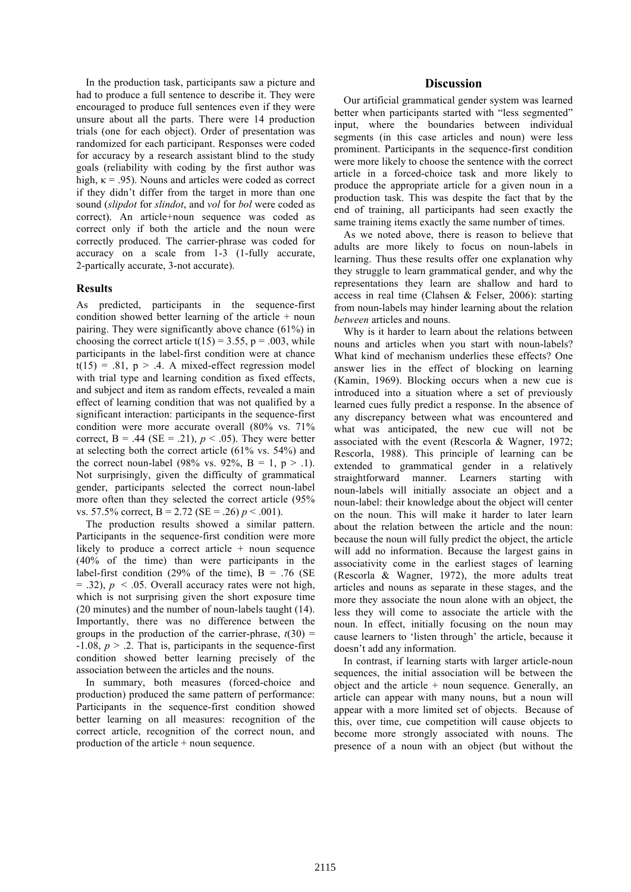In the production task, participants saw a picture and had to produce a full sentence to describe it. They were encouraged to produce full sentences even if they were unsure about all the parts. There were 14 production trials (one for each object). Order of presentation was randomized for each participant. Responses were coded for accuracy by a research assistant blind to the study goals (reliability with coding by the first author was high, $\kappa = .95$). Nouns and articles were coded as correct if they didn't differ from the target in more than one sound (*slipdot* for *slindot*, and *vol* for *bol* were coded as correct). An article+noun sequence was coded as correct only if both the article and the noun were correctly produced. The carrier-phrase was coded for accuracy on a scale from 1-3 (1-fully accurate, 2-partically accurate, 3-not accurate).

## Results

As predicted, participants in the sequence-first condition showed better learning of the article + noun pairing. They were significantly above chance (61%) in choosing the correct article $t(15) = 3.55$, $p = .003$, while participants in the label-first condition were at chance $t(15) = .81$, $p > .4$. A mixed-effect regression model with trial type and learning condition as fixed effects, and subject and item as random effects, revealed a main effect of learning condition that was not qualified by a significant interaction: participants in the sequence-first condition were more accurate overall (80% vs. 71% correct, $B = .44$ ($SE = .21$), $p < .05$). They were better at selecting both the correct article (61% vs. 54%) and the correct noun-label (98% vs. 92%, $B = 1$, $p > .1$). Not surprisingly, given the difficulty of grammatical gender, participants selected the correct noun-label more often than they selected the correct article (95% vs. 57.5% correct, $B = 2.72$ ($SE = .26$) $p < .001$).

The production results showed a similar pattern. Participants in the sequence-first condition were more likely to produce a correct article + noun sequence (40% of the time) than were participants in the label-first condition (29% of the time), $B = .76$ ($SE = .32$), $p < .05$. Overall accuracy rates were not high, which is not surprising given the short exposure time (20 minutes) and the number of noun-labels taught (14). Importantly, there was no difference between the groups in the production of the carrier-phrase, $t(30) = -1.08$, $p > .2$. That is, participants in the sequence-first condition showed better learning precisely of the association between the articles and the nouns.

In summary, both measures (forced-choice and production) produced the same pattern of performance: Participants in the sequence-first condition showed better learning on all measures: recognition of the correct article, recognition of the correct noun, and production of the article + noun sequence.

## Discussion

Our artificial grammatical gender system was learned better when participants started with "less segmented" input, where the boundaries between individual segments (in this case articles and noun) were less prominent. Participants in the sequence-first condition were more likely to choose the sentence with the correct article in a forced-choice task and more likely to produce the appropriate article for a given noun in a production task. This was despite the fact that by the end of training, all participants had seen exactly the same training items exactly the same number of times.

As we noted above, there is reason to believe that adults are more likely to focus on noun-labels in learning. Thus these results offer one explanation why they struggle to learn grammatical gender, and why the representations they learn are shallow and hard to access in real time (Clahsen & Felser, 2006): starting from noun-labels may hinder learning about the relation *between* articles and nouns.

Why is it harder to learn about the relations between nouns and articles when you start with noun-labels? What kind of mechanism underlies these effects? One answer lies in the effect of blocking on learning (Kamin, 1969). Blocking occurs when a new cue is introduced into a situation where a set of previously learned cues fully predict a response. In the absence of any discrepancy between what was encountered and what was anticipated, the new cue will not be associated with the event (Rescorla & Wagner, 1972; Rescorla, 1988). This principle of learning can be extended to grammatical gender in a relatively straightforward manner. Learners starting with noun-labels will initially associate an object and a noun-label: their knowledge about the object will center on the noun. This will make it harder to later learn about the relation between the article and the noun: because the noun will fully predict the object, the article will add no information. Because the largest gains in associativity come in the earliest stages of learning (Rescorla & Wagner, 1972), the more adults treat articles and nouns as separate in these stages, and the more they associate the noun alone with an object, the less they will come to associate the article with the noun. In effect, initially focusing on the noun may cause learners to 'listen through' the article, because it doesn't add any information.

In contrast, if learning starts with larger article-noun sequences, the initial association will be between the object and the article + noun sequence. Generally, an article can appear with many nouns, but a noun will appear with a more limited set of objects. Because of this, over time, cue competition will cause objects to become more strongly associated with nouns. The presence of a noun with an object (but without the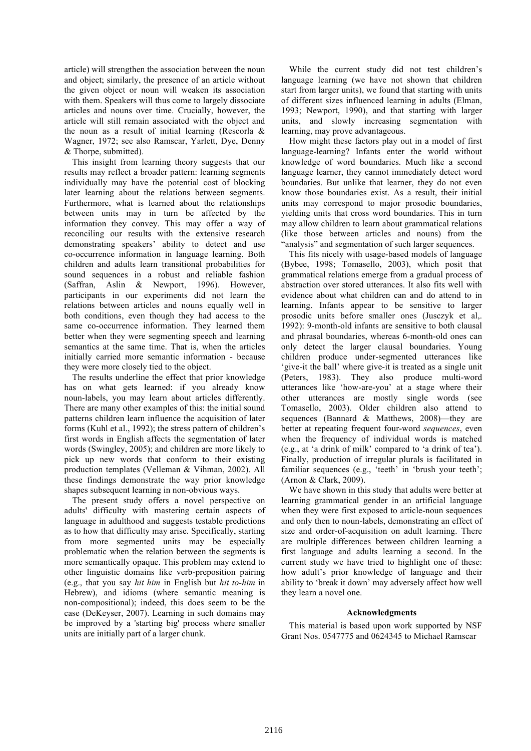article) will strengthen the association between the noun and object; similarly, the presence of an article without the given object or noun will weaken its association with them. Speakers will thus come to largely dissociate articles and nouns over time. Crucially, however, the article will still remain associated with the object and the noun as a result of initial learning (Rescorla & Wagner, 1972; see also Ramscar, Yarlett, Dye, Denny & Thorpe, submitted).

This insight from learning theory suggests that our results may reflect a broader pattern: learning segments individually may have the potential cost of blocking later learning about the relations between segments. Furthermore, what is learned about the relationships between units may in turn be affected by the information they convey. This may offer a way of reconciling our results with the extensive research demonstrating speakers' ability to detect and use co-occurrence information in language learning. Both children and adults learn transitional probabilities for sound sequences in a robust and reliable fashion (Saffran, Aslin & Newport, 1996). However, participants in our experiments did not learn the relations between articles and nouns equally well in both conditions, even though they had access to the same co-occurrence information. They learned them better when they were segmenting speech and learning semantics at the same time. That is, when the articles initially carried more semantic information - because they were more closely tied to the object.

The results underline the effect that prior knowledge has on what gets learned: if you already know noun-labels, you may learn about articles differently. There are many other examples of this: the initial sound patterns children learn influence the acquisition of later forms (Kuhl et al., 1992); the stress pattern of children's first words in English affects the segmentation of later words (Swingley, 2005); and children are more likely to pick up new words that conform to their existing production templates (Velleman & Vihman, 2002). All these findings demonstrate the way prior knowledge shapes subsequent learning in non-obvious ways.

The present study offers a novel perspective on adults' difficulty with mastering certain aspects of language in adulthood and suggests testable predictions as to how that difficulty may arise. Specifically, starting from more segmented units may be especially problematic when the relation between the segments is more semantically opaque. This problem may extend to other linguistic domains like verb-preposition pairing (e.g., that you say *hit him* in English but *hit to-him* in Hebrew), and idioms (where semantic meaning is non-compositional); indeed, this does seem to be the case (DeKeyser, 2007). Learning in such domains may be improved by a 'starting big' process where smaller units are initially part of a larger chunk.

While the current study did not test children's language learning (we have not shown that children start from larger units), we found that starting with units of different sizes influenced learning in adults (Elman, 1993; Newport, 1990), and that starting with larger units, and slowly increasing segmentation with learning, may prove advantageous.

How might these factors play out in a model of first language-learning? Infants enter the world without knowledge of word boundaries. Much like a second language learner, they cannot immediately detect word boundaries. But unlike that learner, they do not even know those boundaries exist. As a result, their initial units may correspond to major prosodic boundaries, yielding units that cross word boundaries. This in turn may allow children to learn about grammatical relations (like those between articles and nouns) from the "analysis" and segmentation of such larger sequences.

This fits nicely with usage-based models of language (Bybee, 1998; Tomasello, 2003), which posit that grammatical relations emerge from a gradual process of abstraction over stored utterances. It also fits well with evidence about what children can and do attend to in learning. Infants appear to be sensitive to larger prosodic units before smaller ones (Jusczyk et al,. 1992): 9-month-old infants are sensitive to both clausal and phrasal boundaries, whereas 6-month-old ones can only detect the larger clausal boundaries. Young children produce under-segmented utterances like 'give-it the ball' where give-it is treated as a single unit (Peters, 1983). They also produce multi-word utterances like 'how-are-you' at a stage where their other utterances are mostly single words (see Tomasello, 2003). Older children also attend to sequences (Bannard & Matthews, 2008)—they are better at repeating frequent four-word *sequences*, even when the frequency of individual words is matched (e.g., at 'a drink of milk' compared to 'a drink of tea'). Finally, production of irregular plurals is facilitated in familiar sequences (e.g., 'teeth' in 'brush your teeth'; (Arnon & Clark, 2009).

We have shown in this study that adults were better at learning grammatical gender in an artificial language when they were first exposed to article-noun sequences and only then to noun-labels, demonstrating an effect of size and order-of-acquisition on adult learning. There are multiple differences between children learning a first language and adults learning a second. In the current study we have tried to highlight one of these: how adult's prior knowledge of language and their ability to 'break it down' may adversely affect how well they learn a novel one.

## Acknowledgments

This material is based upon work supported by NSF Grant Nos. 0547775 and 0624345 to Michael Ramscar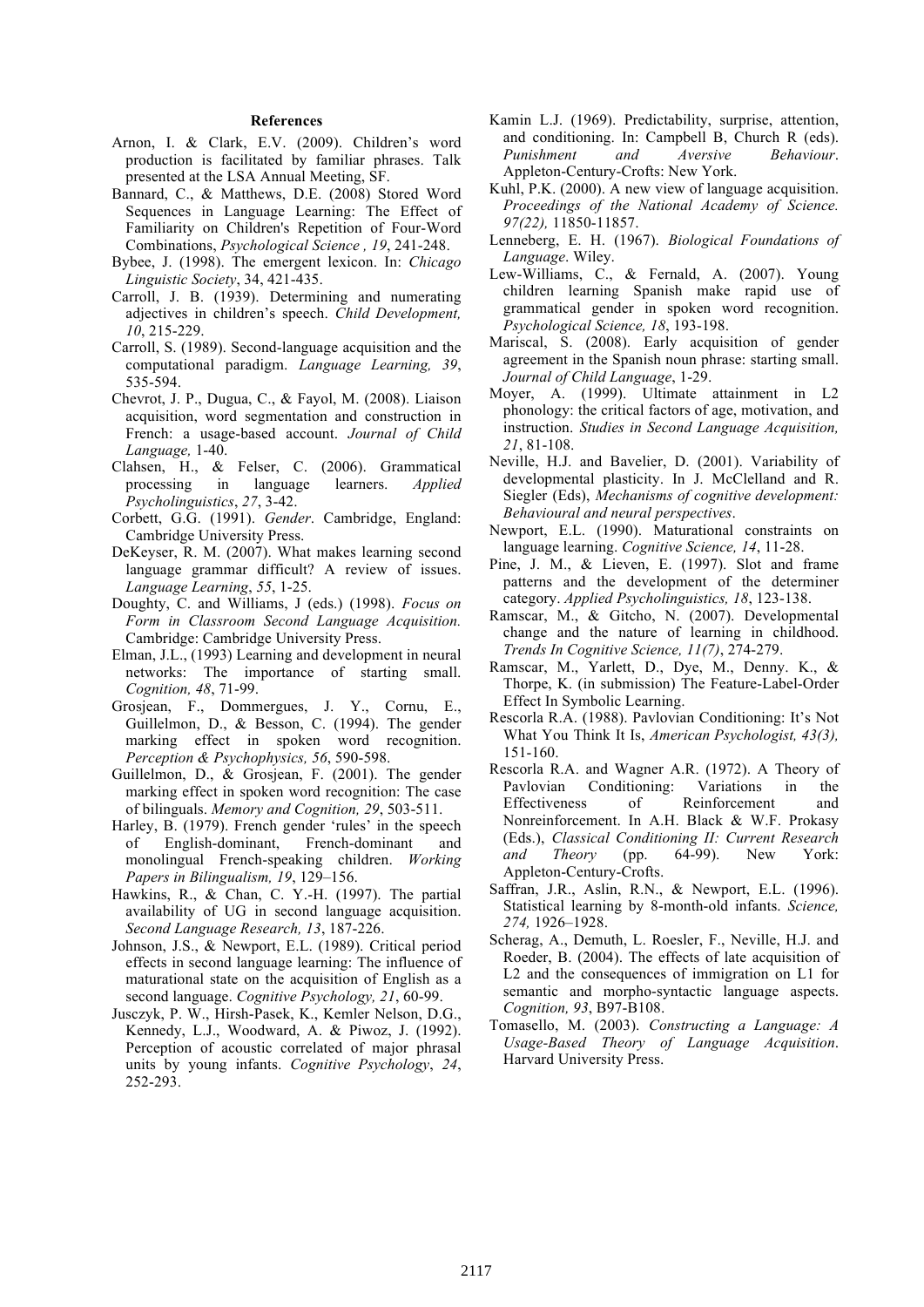# References

Arnon, I. & Clark, E.V. (2009). Children's word production is facilitated by familiar phrases. Talk presented at the LSA Annual Meeting, SF.

Bannard, C., & Matthews, D.E. (2008) Stored Word Sequences in Language Learning: The Effect of Familiarity on Children's Repetition of Four-Word Combinations, *Psychological Science , 19*, 241-248.

Bybee, J. (1998). The emergent lexicon. In: *Chicago Linguistic Society*, 34, 421-435.

Carroll, J. B. (1939). Determining and numerating adjectives in children's speech. *Child Development, 10*, 215-229.

Carroll, S. (1989). Second-language acquisition and the computational paradigm. *Language Learning, 39*, 535-594.

Chevrot, J. P., Dugua, C., & Fayol, M. (2008). Liaison acquisition, word segmentation and construction in French: a usage-based account. *Journal of Child Language,* 1-40.

Clahsen, H., & Felser, C. (2006). Grammatical processing in language learners. *Applied Psycholinguistics*, *27*, 3-42.

Corbett, G.G. (1991). *Gender*. Cambridge, England: Cambridge University Press.

DeKeyser, R. M. (2007). What makes learning second language grammar difficult? A review of issues. *Language Learning*, *55*, 1-25.

Doughty, C. and Williams, J (eds.) (1998). *Focus on Form in Classroom Second Language Acquisition.* Cambridge: Cambridge University Press.

Elman, J.L., (1993) Learning and development in neural networks: The importance of starting small. *Cognition, 48*, 71-99.

Grosjean, F., Dommergues, J. Y., Cornu, E., Guillelmon, D., & Besson, C. (1994). The gender marking effect in spoken word recognition. *Perception & Psychophysics, 56*, 590-598.

Guillelmon, D., & Grosjean, F. (2001). The gender marking effect in spoken word recognition: The case of bilinguals. *Memory and Cognition, 29*, 503-511.

Harley, B. (1979). French gender 'rules' in the speech of English-dominant, French-dominant and monolingual French-speaking children. *Working Papers in Bilingualism, 19*, 129–156.

Hawkins, R., & Chan, C. Y.-H. (1997). The partial availability of UG in second language acquisition. *Second Language Research, 13*, 187-226.

Johnson, J.S., & Newport, E.L. (1989). Critical period effects in second language learning: The influence of maturational state on the acquisition of English as a second language. *Cognitive Psychology, 21*, 60-99.

Jusczyk, P. W., Hirsh-Pasek, K., Kemler Nelson, D.G., Kennedy, L.J., Woodward, A. & Piwoz, J. (1992). Perception of acoustic correlated of major phrasal units by young infants. *Cognitive Psychology*, *24*, 252-293.

Kamin L.J. (1969). Predictability, surprise, attention, and conditioning. In: Campbell B, Church R (eds). *Punishment and Aversive Behaviour*. Appleton-Century-Crofts: New York.

Kuhl, P.K. (2000). A new view of language acquisition. *Proceedings of the National Academy of Science. 97(22),* 11850-11857.

Lenneberg, E. H. (1967). *Biological Foundations of Language*. Wiley.

Lew-Williams, C., & Fernald, A. (2007). Young children learning Spanish make rapid use of grammatical gender in spoken word recognition. *Psychological Science, 18*, 193-198.

Mariscal, S. (2008). Early acquisition of gender agreement in the Spanish noun phrase: starting small. *Journal of Child Language*, 1-29.

Moyer, A. (1999). Ultimate attainment in L2 phonology: the critical factors of age, motivation, and instruction. *Studies in Second Language Acquisition, 21*, 81-108.

Neville, H.J. and Bavelier, D. (2001). Variability of developmental plasticity. In J. McClelland and R. Siegler (Eds), *Mechanisms of cognitive development: Behavioural and neural perspectives*.

Newport, E.L. (1990). Maturational constraints on language learning. *Cognitive Science, 14*, 11-28.

Pine, J. M., & Lieven, E. (1997). Slot and frame patterns and the development of the determiner category. *Applied Psycholinguistics, 18*, 123-138.

Ramscar, M., & Gitcho, N. (2007). Developmental change and the nature of learning in childhood. *Trends In Cognitive Science, 11(7)*, 274-279.

Ramscar, M., Yarlett, D., Dye, M., Denny. K., & Thorpe, K. (in submission) The Feature-Label-Order Effect In Symbolic Learning.

Rescorla R.A. (1988). Pavlovian Conditioning: It's Not What You Think It Is, *American Psychologist, 43(3),* 151-160.

Rescorla R.A. and Wagner A.R. (1972). A Theory of Pavlovian Conditioning: Variations in the Effectiveness of Reinforcement and Nonreinforcement. In A.H. Black & W.F. Prokasy (Eds.), *Classical Conditioning II: Current Research and Theory* (pp. 64-99). New York: Appleton-Century-Crofts.

Saffran, J.R., Aslin, R.N., & Newport, E.L. (1996). Statistical learning by 8-month-old infants. *Science, 274,* 1926–1928.

Scherag, A., Demuth, L. Roesler, F., Neville, H.J. and Roeder, B. (2004). The effects of late acquisition of L2 and the consequences of immigration on L1 for semantic and morpho-syntactic language aspects. *Cognition, 93*, B97-B108.

Tomasello, M. (2003). *Constructing a Language: A Usage-Based Theory of Language Acquisition*. Harvard University Press.